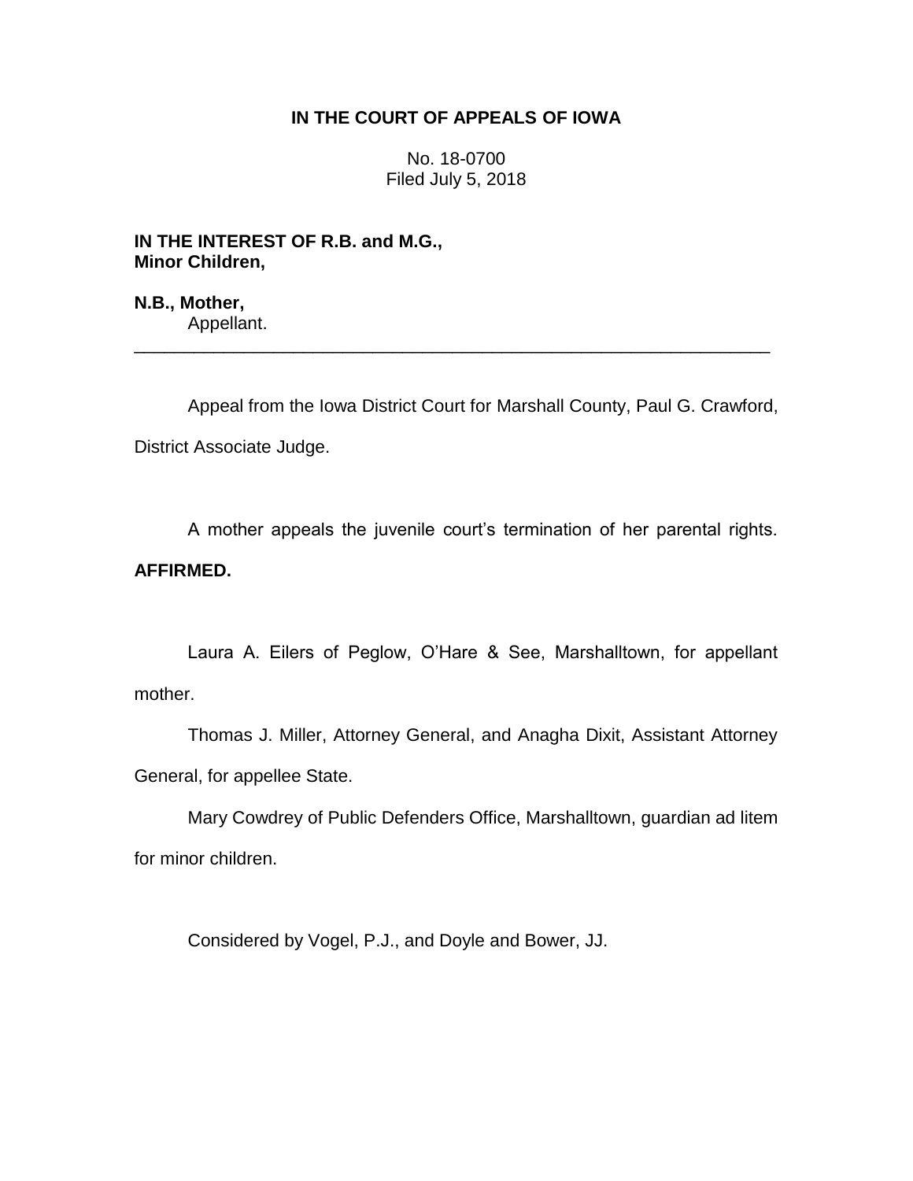**IN THE COURT OF APPEALS OF IOWA**

No. 18-0700
Filed July 5, 2018

**IN THE INTEREST OF R.B. and M.G., Minor Children,**

**N.B., Mother,**
Appellant.

---

Appeal from the Iowa District Court for Marshall County, Paul G. Crawford, District Associate Judge.

A mother appeals the juvenile court's termination of her parental rights. **AFFIRMED.**

Laura A. Eilers of Peglow, O'Hare & See, Marshalltown, for appellant mother.

Thomas J. Miller, Attorney General, and Anagha Dixit, Assistant Attorney General, for appellee State.

Mary Cowdrey of Public Defenders Office, Marshalltown, guardian ad litem for minor children.

Considered by Vogel, P.J., and Doyle and Bower, JJ.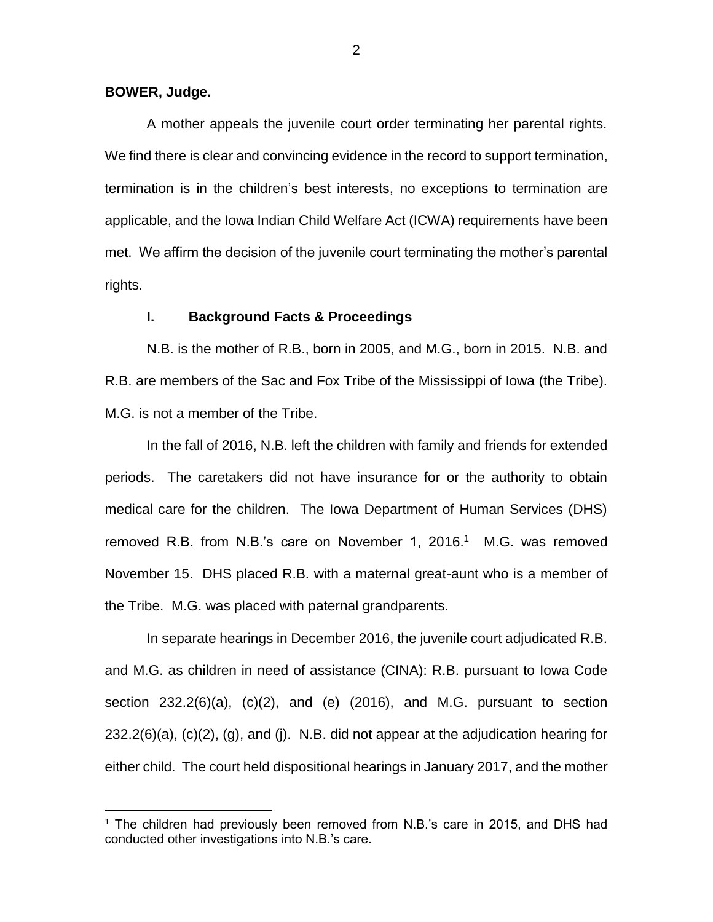**BOWER, Judge.**

A mother appeals the juvenile court order terminating her parental rights. We find there is clear and convincing evidence in the record to support termination, termination is in the children's best interests, no exceptions to termination are applicable, and the Iowa Indian Child Welfare Act (ICWA) requirements have been met. We affirm the decision of the juvenile court terminating the mother's parental rights.

## I. Background Facts & Proceedings

N.B. is the mother of R.B., born in 2005, and M.G., born in 2015. N.B. and R.B. are members of the Sac and Fox Tribe of the Mississippi of Iowa (the Tribe). M.G. is not a member of the Tribe.

In the fall of 2016, N.B. left the children with family and friends for extended periods. The caretakers did not have insurance for or the authority to obtain medical care for the children. The Iowa Department of Human Services (DHS) removed R.B. from N.B.'s care on November 1, 2016.[1] M.G. was removed November 15. DHS placed R.B. with a maternal great-aunt who is a member of the Tribe. M.G. was placed with paternal grandparents.

In separate hearings in December 2016, the juvenile court adjudicated R.B. and M.G. as children in need of assistance (CINA): R.B. pursuant to Iowa Code section 232.2(6)(a), (c)(2), and (e) (2016), and M.G. pursuant to section 232.2(6)(a), (c)(2), (g), and (j). N.B. did not appear at the adjudication hearing for either child. The court held dispositional hearings in January 2017, and the mother

[1] The children had previously been removed from N.B.'s care in 2015, and DHS had conducted other investigations into N.B.'s care.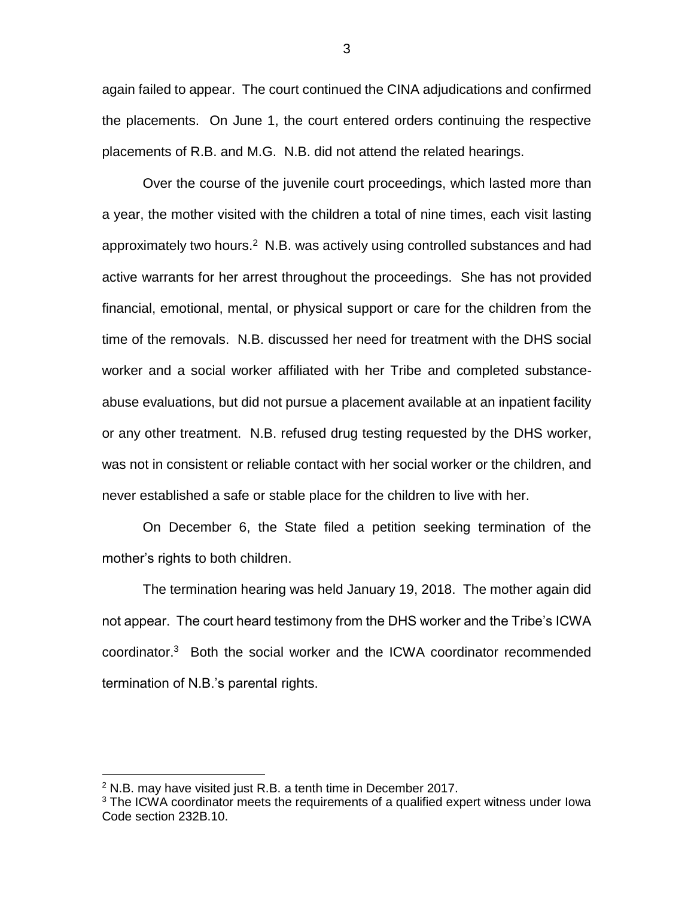again failed to appear. The court continued the CINA adjudications and confirmed the placements. On June 1, the court entered orders continuing the respective placements of R.B. and M.G. N.B. did not attend the related hearings.

Over the course of the juvenile court proceedings, which lasted more than a year, the mother visited with the children a total of nine times, each visit lasting approximately two hours.[2] N.B. was actively using controlled substances and had active warrants for her arrest throughout the proceedings. She has not provided financial, emotional, mental, or physical support or care for the children from the time of the removals. N.B. discussed her need for treatment with the DHS social worker and a social worker affiliated with her Tribe and completed substance-abuse evaluations, but did not pursue a placement available at an inpatient facility or any other treatment. N.B. refused drug testing requested by the DHS worker, was not in consistent or reliable contact with her social worker or the children, and never established a safe or stable place for the children to live with her.

On December 6, the State filed a petition seeking termination of the mother's rights to both children.

The termination hearing was held January 19, 2018. The mother again did not appear. The court heard testimony from the DHS worker and the Tribe's ICWA coordinator.[3] Both the social worker and the ICWA coordinator recommended termination of N.B.'s parental rights.

[2] N.B. may have visited just R.B. a tenth time in December 2017.

[3] The ICWA coordinator meets the requirements of a qualified expert witness under Iowa Code section 232B.10.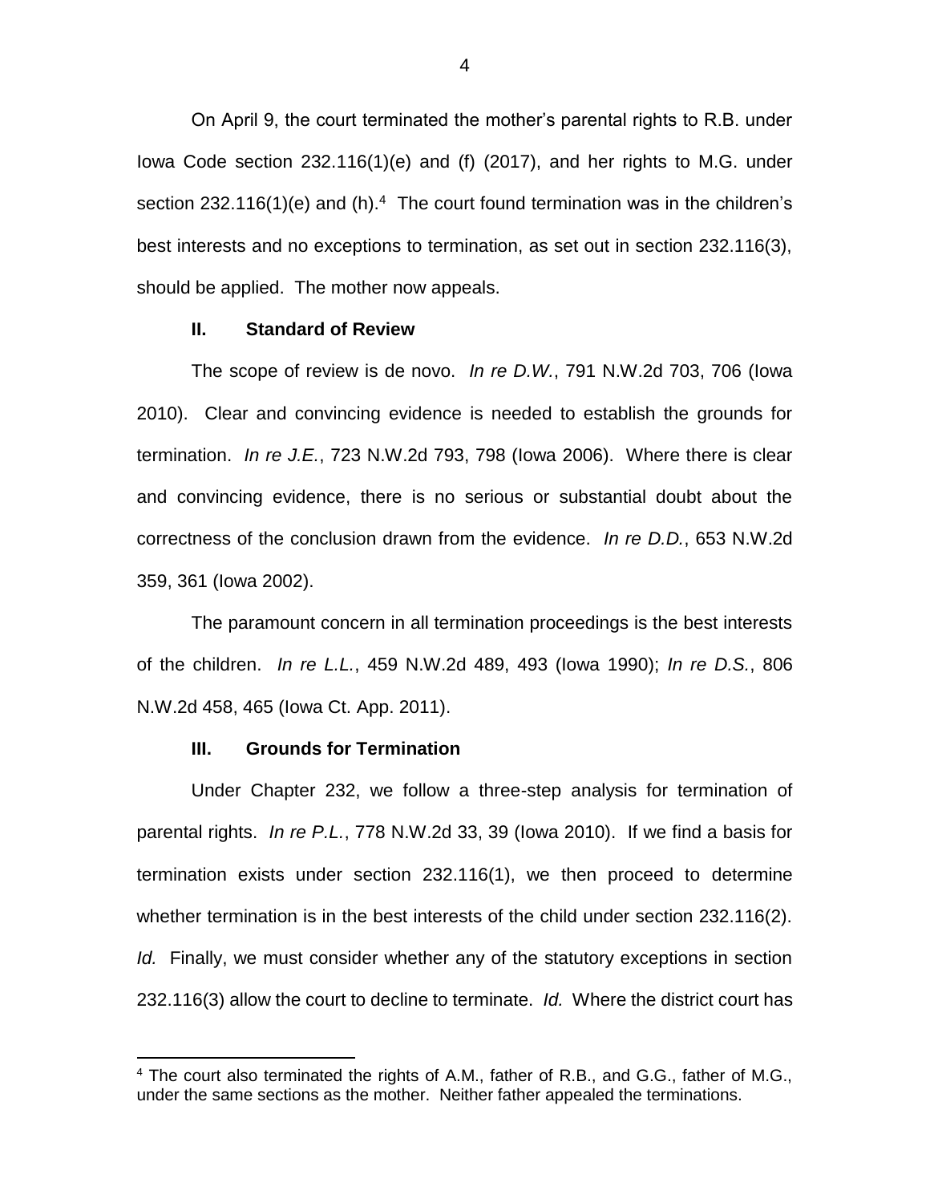On April 9, the court terminated the mother's parental rights to R.B. under Iowa Code section 232.116(1)(e) and (f) (2017), and her rights to M.G. under section 232.116(1)(e) and (h).[4] The court found termination was in the children's best interests and no exceptions to termination, as set out in section 232.116(3), should be applied. The mother now appeals.

## II. Standard of Review

The scope of review is de novo. *In re D.W.*, 791 N.W.2d 703, 706 (Iowa 2010). Clear and convincing evidence is needed to establish the grounds for termination. *In re J.E.*, 723 N.W.2d 793, 798 (Iowa 2006). Where there is clear and convincing evidence, there is no serious or substantial doubt about the correctness of the conclusion drawn from the evidence. *In re D.D.*, 653 N.W.2d 359, 361 (Iowa 2002).

The paramount concern in all termination proceedings is the best interests of the children. *In re L.L.*, 459 N.W.2d 489, 493 (Iowa 1990); *In re D.S.*, 806 N.W.2d 458, 465 (Iowa Ct. App. 2011).

## III. Grounds for Termination

Under Chapter 232, we follow a three-step analysis for termination of parental rights. *In re P.L.*, 778 N.W.2d 33, 39 (Iowa 2010). If we find a basis for termination exists under section 232.116(1), we then proceed to determine whether termination is in the best interests of the child under section 232.116(2). *Id.* Finally, we must consider whether any of the statutory exceptions in section 232.116(3) allow the court to decline to terminate. *Id.* Where the district court has

[4] The court also terminated the rights of A.M., father of R.B., and G.G., father of M.G., under the same sections as the mother. Neither father appealed the terminations.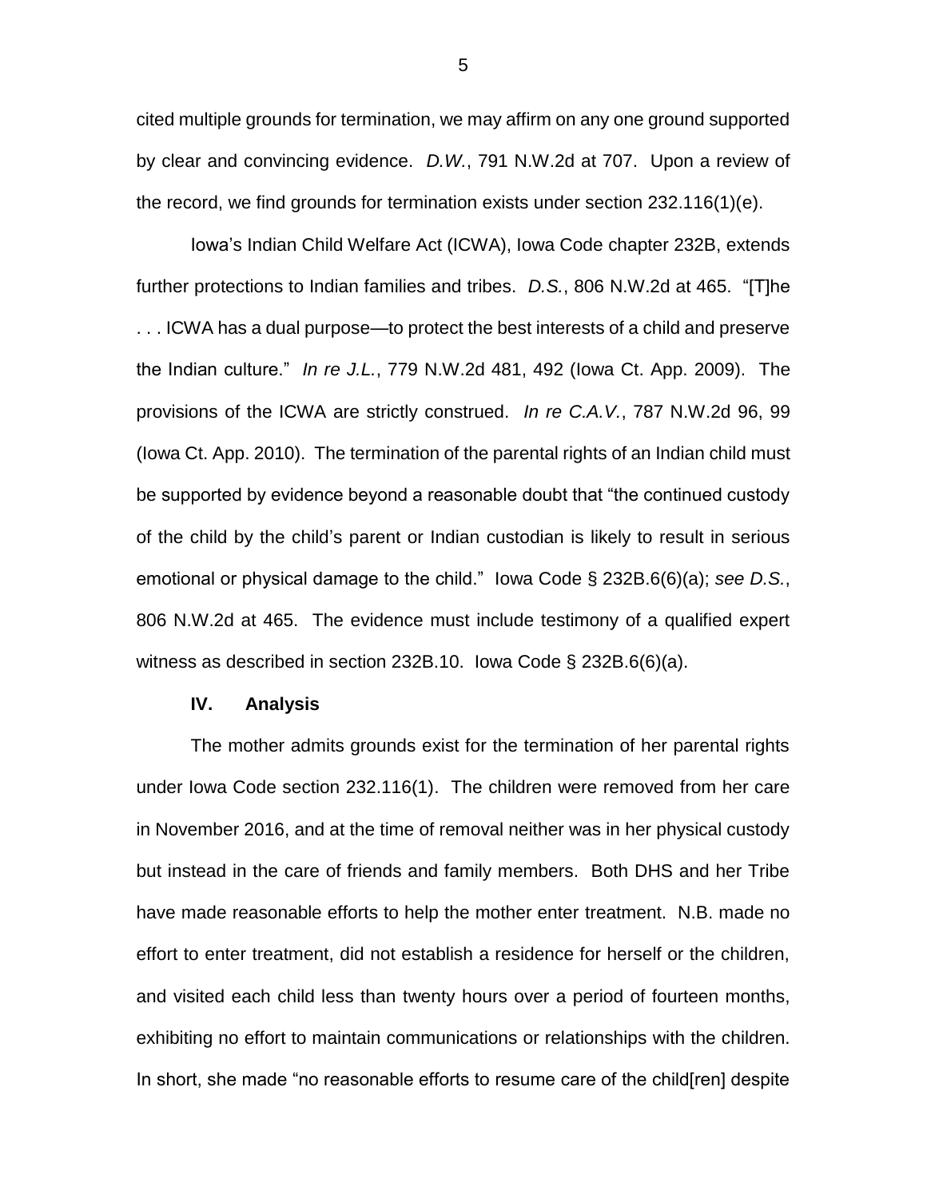cited multiple grounds for termination, we may affirm on any one ground supported by clear and convincing evidence. *D.W.*, 791 N.W.2d at 707. Upon a review of the record, we find grounds for termination exists under section 232.116(1)(e).

Iowa's Indian Child Welfare Act (ICWA), Iowa Code chapter 232B, extends further protections to Indian families and tribes. *D.S.*, 806 N.W.2d at 465. "[T]he . . . ICWA has a dual purpose—to protect the best interests of a child and preserve the Indian culture." *In re J.L.*, 779 N.W.2d 481, 492 (Iowa Ct. App. 2009). The provisions of the ICWA are strictly construed. *In re C.A.V.*, 787 N.W.2d 96, 99 (Iowa Ct. App. 2010). The termination of the parental rights of an Indian child must be supported by evidence beyond a reasonable doubt that "the continued custody of the child by the child's parent or Indian custodian is likely to result in serious emotional or physical damage to the child." Iowa Code § 232B.6(6)(a); *see D.S.*, 806 N.W.2d at 465. The evidence must include testimony of a qualified expert witness as described in section 232B.10. Iowa Code § 232B.6(6)(a).

## IV. Analysis

The mother admits grounds exist for the termination of her parental rights under Iowa Code section 232.116(1). The children were removed from her care in November 2016, and at the time of removal neither was in her physical custody but instead in the care of friends and family members. Both DHS and her Tribe have made reasonable efforts to help the mother enter treatment. N.B. made no effort to enter treatment, did not establish a residence for herself or the children, and visited each child less than twenty hours over a period of fourteen months, exhibiting no effort to maintain communications or relationships with the children. In short, she made "no reasonable efforts to resume care of the child[ren] despite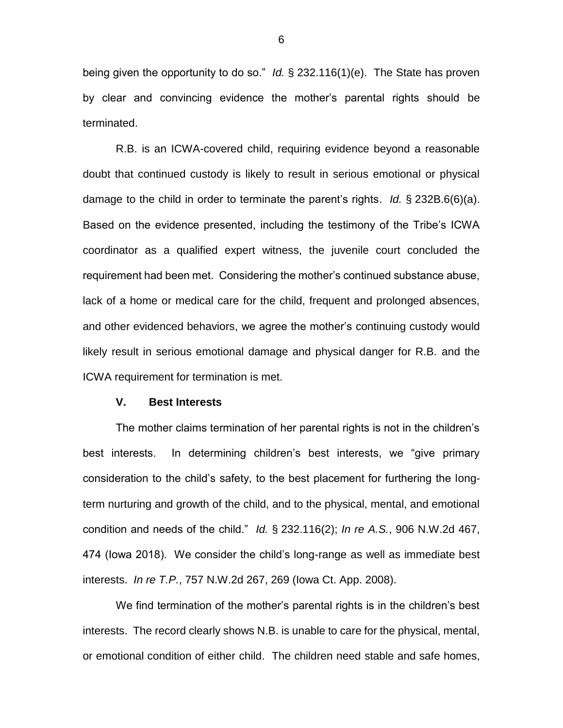being given the opportunity to do so." *Id.* § 232.116(1)(e). The State has proven by clear and convincing evidence the mother's parental rights should be terminated.

R.B. is an ICWA-covered child, requiring evidence beyond a reasonable doubt that continued custody is likely to result in serious emotional or physical damage to the child in order to terminate the parent's rights. *Id.* § 232B.6(6)(a). Based on the evidence presented, including the testimony of the Tribe's ICWA coordinator as a qualified expert witness, the juvenile court concluded the requirement had been met. Considering the mother's continued substance abuse, lack of a home or medical care for the child, frequent and prolonged absences, and other evidenced behaviors, we agree the mother's continuing custody would likely result in serious emotional damage and physical danger for R.B. and the ICWA requirement for termination is met.

## V. Best Interests

The mother claims termination of her parental rights is not in the children's best interests. In determining children's best interests, we "give primary consideration to the child's safety, to the best placement for furthering the long-term nurturing and growth of the child, and to the physical, mental, and emotional condition and needs of the child." *Id.* § 232.116(2); *In re A.S.*, 906 N.W.2d 467, 474 (Iowa 2018). We consider the child's long-range as well as immediate best interests. *In re T.P.*, 757 N.W.2d 267, 269 (Iowa Ct. App. 2008).

We find termination of the mother's parental rights is in the children's best interests. The record clearly shows N.B. is unable to care for the physical, mental, or emotional condition of either child. The children need stable and safe homes,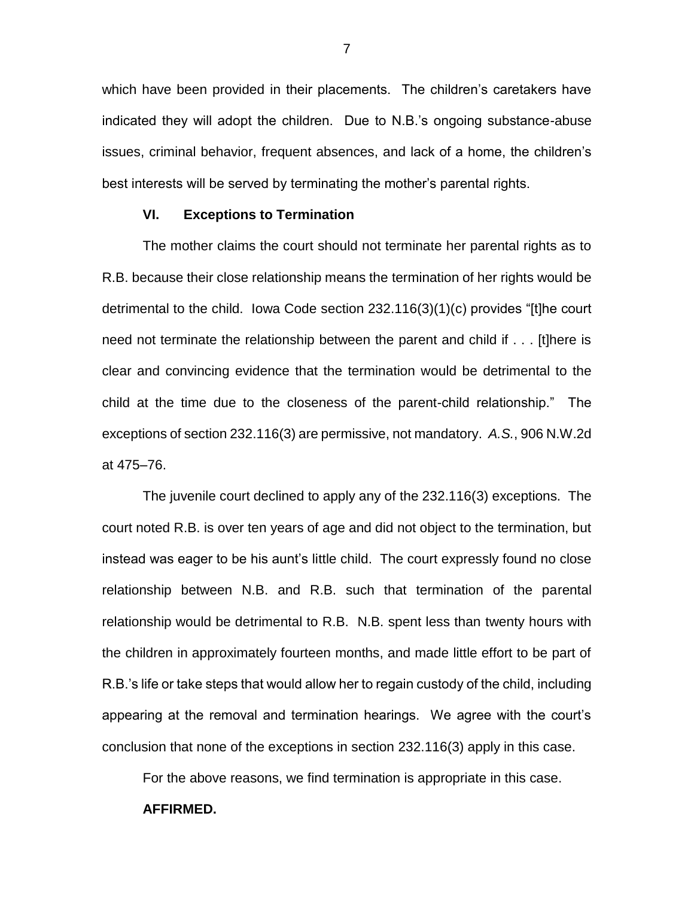which have been provided in their placements. The children's caretakers have indicated they will adopt the children. Due to N.B.'s ongoing substance-abuse issues, criminal behavior, frequent absences, and lack of a home, the children's best interests will be served by terminating the mother's parental rights.

### **VI. Exceptions to Termination**

The mother claims the court should not terminate her parental rights as to R.B. because their close relationship means the termination of her rights would be detrimental to the child. Iowa Code section 232.116(3)(1)(c) provides "[t]he court need not terminate the relationship between the parent and child if . . . [t]here is clear and convincing evidence that the termination would be detrimental to the child at the time due to the closeness of the parent-child relationship." The exceptions of section 232.116(3) are permissive, not mandatory. *A.S.*, 906 N.W.2d at 475–76.

The juvenile court declined to apply any of the 232.116(3) exceptions. The court noted R.B. is over ten years of age and did not object to the termination, but instead was eager to be his aunt's little child. The court expressly found no close relationship between N.B. and R.B. such that termination of the parental relationship would be detrimental to R.B. N.B. spent less than twenty hours with the children in approximately fourteen months, and made little effort to be part of R.B.'s life or take steps that would allow her to regain custody of the child, including appearing at the removal and termination hearings. We agree with the court's conclusion that none of the exceptions in section 232.116(3) apply in this case.

For the above reasons, we find termination is appropriate in this case.

**AFFIRMED.**